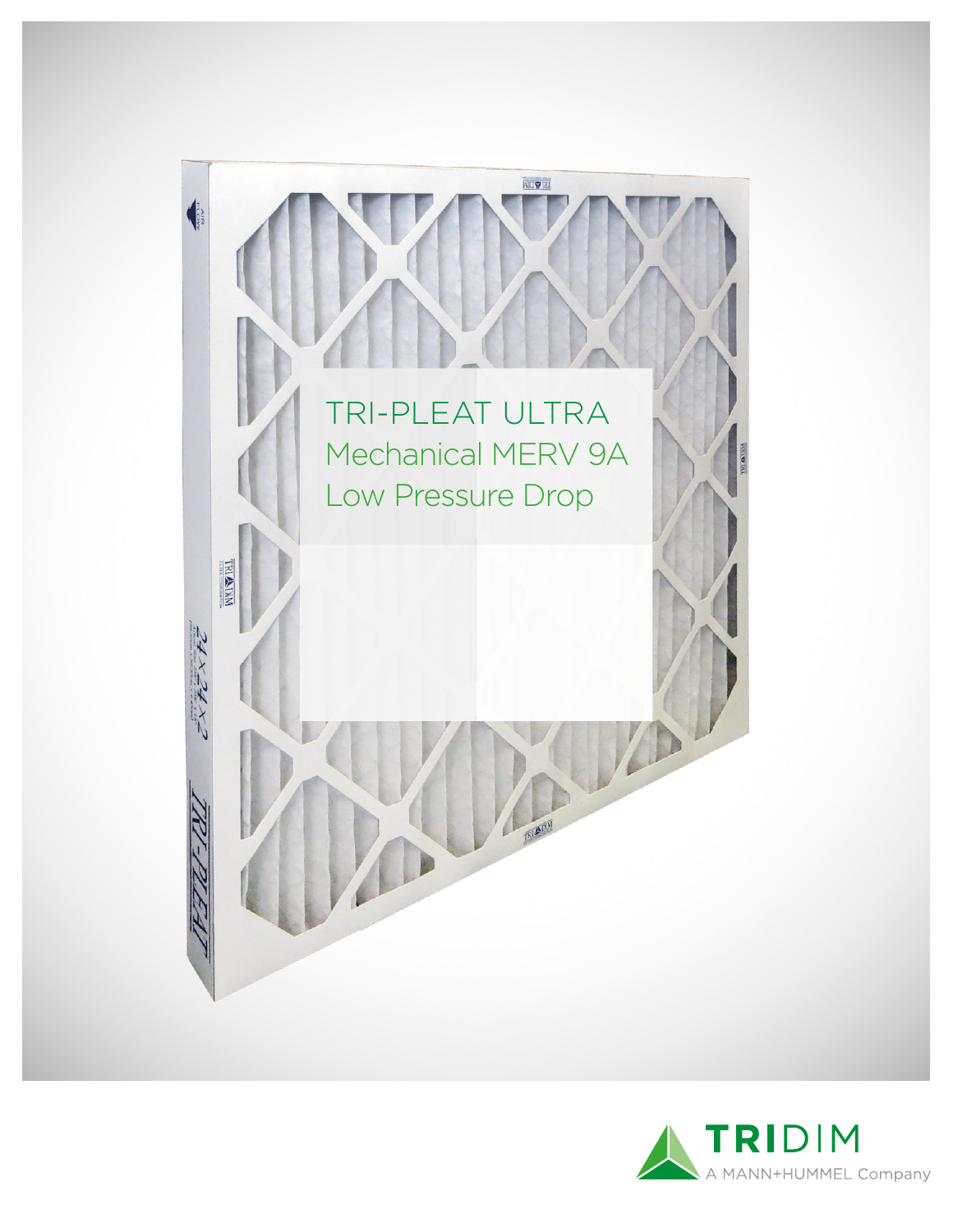# TRI-PLEAT ULTRA

## Mechanical MERV 9A

## Low Pressure Drop

TRIDIM
A MANN+HUMMEL Company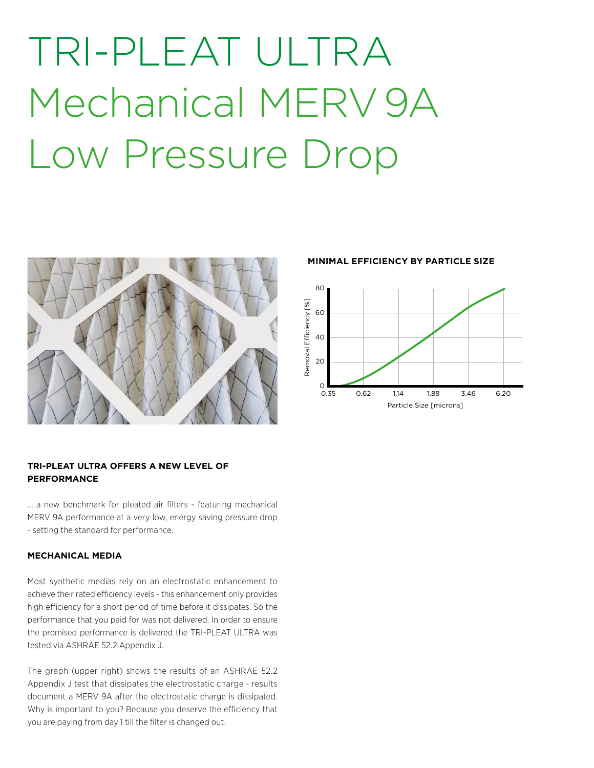# TRI-PLEAT ULTRA Mechanical MERV 9A Low Pressure Drop

**MINIMAL EFFICIENCY BY PARTICLE SIZE**

Removal Efficiency [%]

Particle Size [microns]

### TRI-PLEAT ULTRA OFFERS A NEW LEVEL OF PERFORMANCE

... a new benchmark for pleated air filters - featuring mechanical MERV 9A performance at a very low, energy saving pressure drop - setting the standard for performance.

### MECHANICAL MEDIA

Most synthetic medias rely on an electrostatic enhancement to achieve their rated efficiency levels - this enhancement only provides high efficiency for a short period of time before it dissipates. So the performance that you paid for was not delivered. In order to ensure the promised performance is delivered the TRI-PLEAT ULTRA was tested via ASHRAE 52.2 Appendix J.

The graph (upper right) shows the results of an ASHRAE 52.2 Appendix J test that dissipates the electrostatic charge - results document a MERV 9A after the electrostatic charge is dissipated. Why is important to you? Because you deserve the efficiency that you are paying from day 1 till the filter is changed out.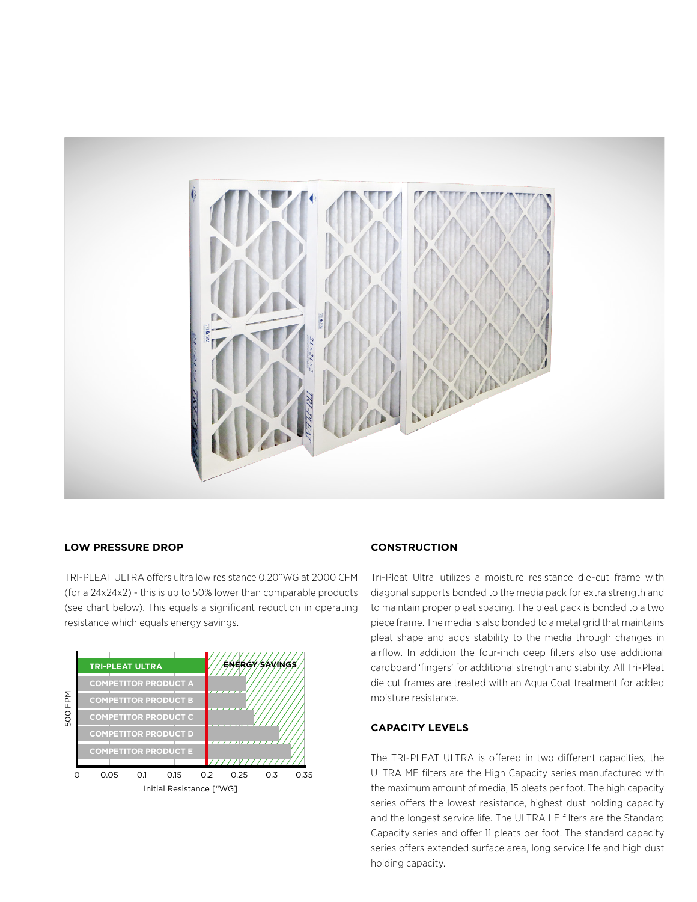## LOW PRESSURE DROP

TRI-PLEAT ULTRA offers ultra low resistance 0.20"WG at 2000 CFM (for a 24x24x2) - this is up to 50% lower than comparable products (see chart below). This equals a significant reduction in operating resistance which equals energy savings.

## CONSTRUCTION

Tri-Pleat Ultra utilizes a moisture resistance die-cut frame with diagonal supports bonded to the media pack for extra strength and to maintain proper pleat spacing. The pleat pack is bonded to a two piece frame. The media is also bonded to a metal grid that maintains pleat shape and adds stability to the media through changes in airflow. In addition the four-inch deep filters also use additional cardboard 'fingers' for additional strength and stability. All Tri-Pleat die cut frames are treated with an Aqua Coat treatment for added moisture resistance.

## CAPACITY LEVELS

The TRI-PLEAT ULTRA is offered in two different capacities, the ULTRA ME filters are the High Capacity series manufactured with the maximum amount of media, 15 pleats per foot. The high capacity series offers the lowest resistance, highest dust holding capacity and the longest service life. The ULTRA LE filters are the Standard Capacity series and offer 11 pleats per foot. The standard capacity series offers extended surface area, long service life and high dust holding capacity.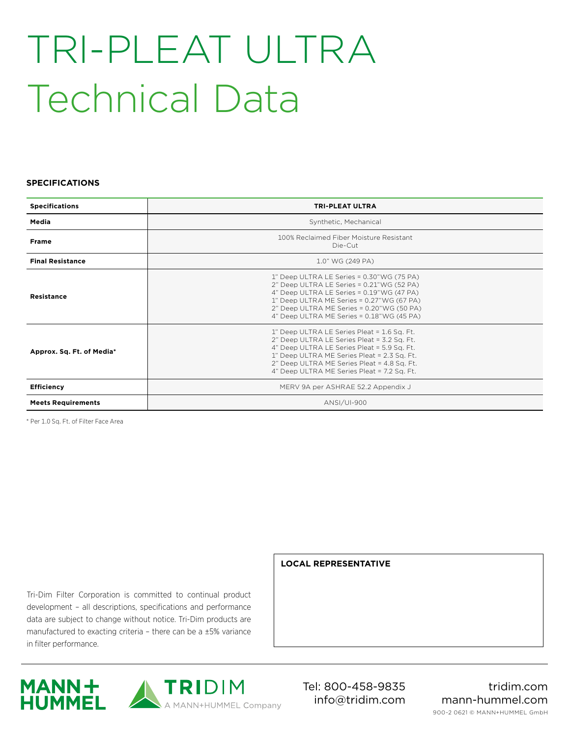# TRI-PLEAT ULTRA Technical Data

**SPECIFICATIONS**

| Specifications | TRI-PLEAT ULTRA |
|---|---|
| Media | Synthetic, Mechanical |
| Frame | 100% Reclaimed Fiber Moisture Resistant<br>Die-Cut |
| Final Resistance | 1.0" WG (249 PA) |
| Resistance | 1" Deep ULTRA LE Series = 0.30"WG (75 PA)<br>2" Deep ULTRA LE Series = 0.21"WG (52 PA)<br>4" Deep ULTRA LE Series = 0.19"WG (47 PA)<br>1" Deep ULTRA ME Series = 0.27"WG (67 PA)<br>2" Deep ULTRA ME Series = 0.20"WG (50 PA)<br>4" Deep ULTRA ME Series = 0.18"WG (45 PA) |
| Approx. Sq. Ft. of Media* | 1" Deep ULTRA LE Series Pleat = 1.6 Sq. Ft.<br>2" Deep ULTRA LE Series Pleat = 3.2 Sq. Ft.<br>4" Deep ULTRA LE Series Pleat = 5.9 Sq. Ft.<br>1" Deep ULTRA ME Series Pleat = 2.3 Sq. Ft.<br>2" Deep ULTRA ME Series Pleat = 4.8 Sq. Ft.<br>4" Deep ULTRA ME Series Pleat = 7.2 Sq. Ft. |
| Efficiency | MERV 9A per ASHRAE 52.2 Appendix J |
| Meets Requirements | ANSI/UI-900 |

* Per 1.0 Sq. Ft. of Filter Face Area

Tri-Dim Filter Corporation is committed to continual product development – all descriptions, specifications and performance data are subject to change without notice. Tri-Dim products are manufactured to exacting criteria – there can be a ±5% variance in filter performance.

**LOCAL REPRESENTATIVE**

MANN+HUMMEL

TRIDIM A MANN+HUMMEL Company

Tel: 800-458-9835
info@tridim.com

tridim.com
mann-hummel.com

900-2 0621 © MANN+HUMMEL GmbH